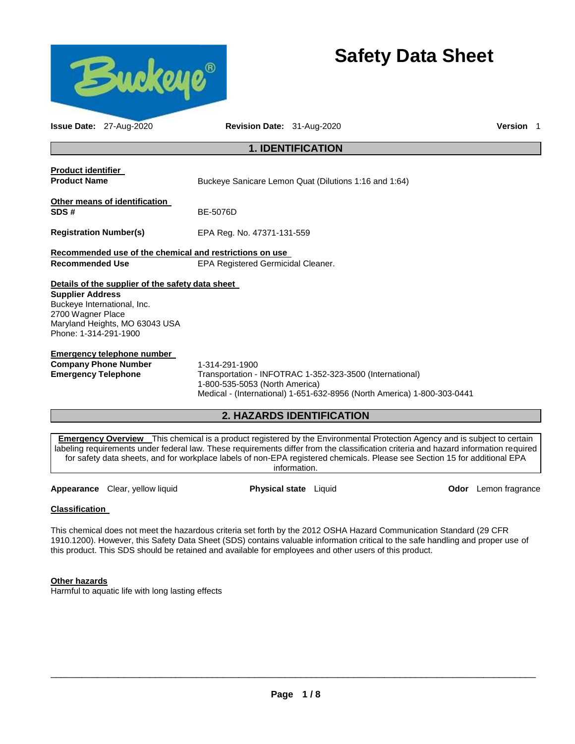# Safety Data Sheet

**Issue Date:** 27-Aug-2020 **Revision Date:** 31-Aug-2020 **Version** 1

## 1. IDENTIFICATION

**Product identifier**

**Product Name** Buckeye Sanicare Lemon Quat (Dilutions 1:16 and 1:64)

**Other means of identification**

**SDS #** BE-5076D

**Registration Number(s)** EPA Reg. No. 47371-131-559

**Recommended use of the chemical and restrictions on use**

**Recommended Use** EPA Registered Germicidal Cleaner.

**Details of the supplier of the safety data sheet**

**Supplier Address**
Buckeye International, Inc.
2700 Wagner Place
Maryland Heights, MO 63043 USA
Phone: 1-314-291-1900

**Emergency telephone number**

**Company Phone Number** 1-314-291-1900

**Emergency Telephone** Transportation - INFOTRAC 1-352-323-3500 (International)
1-800-535-5053 (North America)
Medical - (International) 1-651-632-8956 (North America) 1-800-303-0441

## 2. HAZARDS IDENTIFICATION

**Emergency Overview** This chemical is a product registered by the Environmental Protection Agency and is subject to certain labeling requirements under federal law. These requirements differ from the classification criteria and hazard information required for safety data sheets, and for workplace labels of non-EPA registered chemicals. Please see Section 15 for additional EPA information.

**Appearance** Clear, yellow liquid **Physical state** Liquid **Odor** Lemon fragrance

**Classification**

This chemical does not meet the hazardous criteria set forth by the 2012 OSHA Hazard Communication Standard (29 CFR 1910.1200). However, this Safety Data Sheet (SDS) contains valuable information critical to the safe handling and proper use of this product. This SDS should be retained and available for employees and other users of this product.

**Other hazards**

Harmful to aquatic life with long lasting effects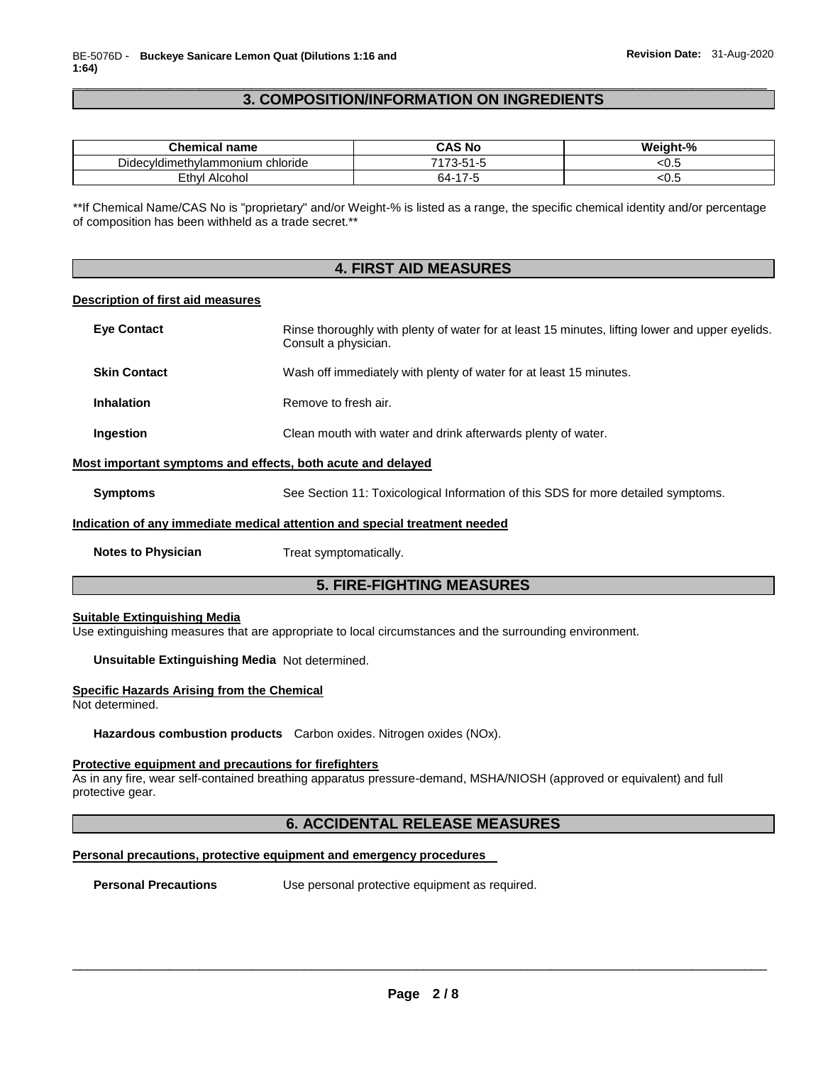## 3. COMPOSITION/INFORMATION ON INGREDIENTS

| Chemical name | CAS No | Weight-% |
| --- | --- | --- |
| Didecyldimethylammonium chloride | 7173-51-5 | <0.5 |
| Ethyl Alcohol | 64-17-5 | <0.5 |

**If Chemical Name/CAS No is "proprietary" and/or Weight-% is listed as a range, the specific chemical identity and/or percentage of composition has been withheld as a trade secret.**

## 4. FIRST AID MEASURES

### Description of first aid measures

**Eye Contact** Rinse thoroughly with plenty of water for at least 15 minutes, lifting lower and upper eyelids. Consult a physician.

**Skin Contact** Wash off immediately with plenty of water for at least 15 minutes.

**Inhalation** Remove to fresh air.

**Ingestion** Clean mouth with water and drink afterwards plenty of water.

### Most important symptoms and effects, both acute and delayed

**Symptoms** See Section 11: Toxicological Information of this SDS for more detailed symptoms.

### Indication of any immediate medical attention and special treatment needed

**Notes to Physician** Treat symptomatically.

## 5. FIRE-FIGHTING MEASURES

### Suitable Extinguishing Media

Use extinguishing measures that are appropriate to local circumstances and the surrounding environment.

**Unsuitable Extinguishing Media** Not determined.

### Specific Hazards Arising from the Chemical

Not determined.

**Hazardous combustion products** Carbon oxides. Nitrogen oxides (NOx).

### Protective equipment and precautions for firefighters

As in any fire, wear self-contained breathing apparatus pressure-demand, MSHA/NIOSH (approved or equivalent) and full protective gear.

## 6. ACCIDENTAL RELEASE MEASURES

### Personal precautions, protective equipment and emergency procedures

**Personal Precautions** Use personal protective equipment as required.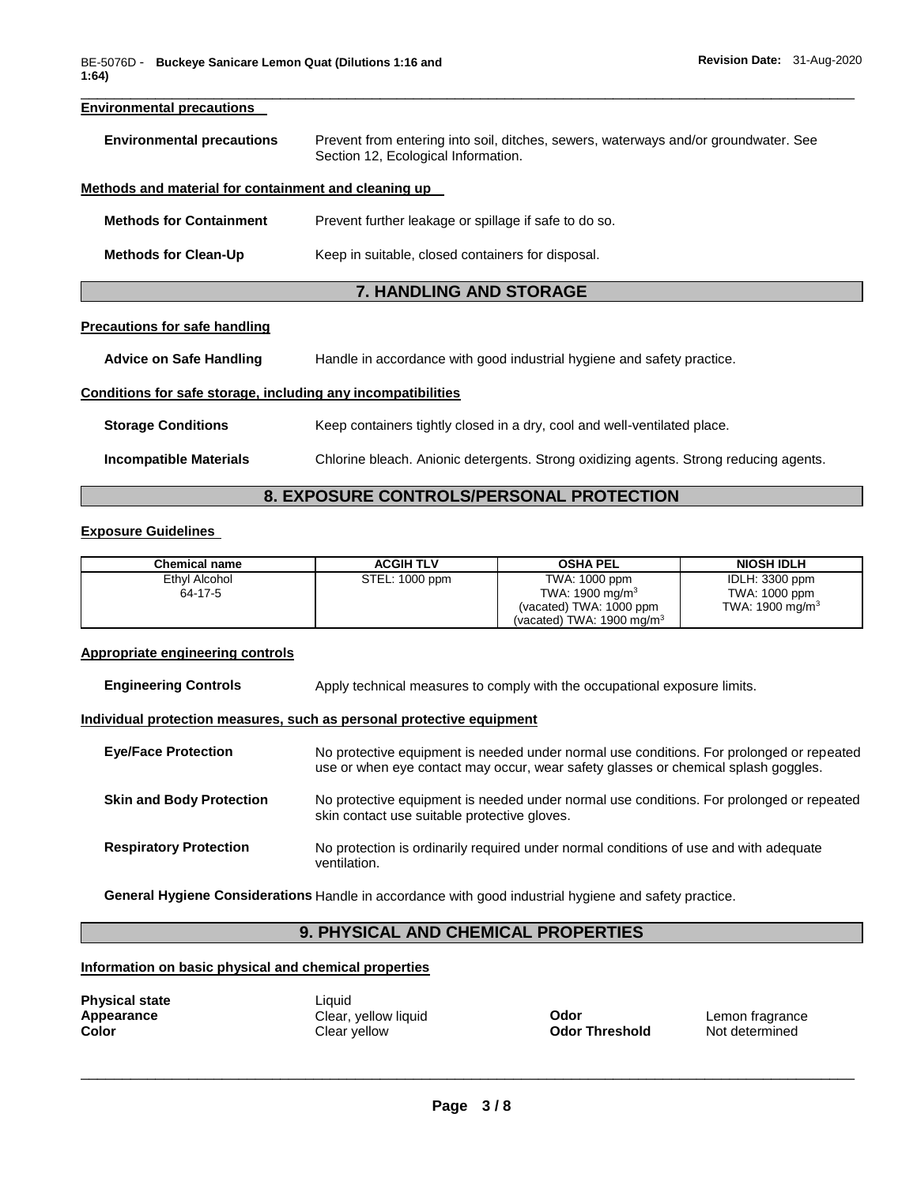### Environmental precautions

**Environmental precautions** Prevent from entering into soil, ditches, sewers, waterways and/or groundwater. See Section 12, Ecological Information.

### Methods and material for containment and cleaning up

**Methods for Containment** Prevent further leakage or spillage if safe to do so.

**Methods for Clean-Up** Keep in suitable, closed containers for disposal.

## 7. HANDLING AND STORAGE

### Precautions for safe handling

**Advice on Safe Handling** Handle in accordance with good industrial hygiene and safety practice.

### Conditions for safe storage, including any incompatibilities

**Storage Conditions** Keep containers tightly closed in a dry, cool and well-ventilated place.

**Incompatible Materials** Chlorine bleach. Anionic detergents. Strong oxidizing agents. Strong reducing agents.

## 8. EXPOSURE CONTROLS/PERSONAL PROTECTION

### Exposure Guidelines

| Chemical name | ACGIH TLV | OSHA PEL | NIOSH IDLH |
|---|---|---|---|
| Ethyl Alcohol 64-17-5 | STEL: 1000 ppm | TWA: 1000 ppm TWA: 1900 mg/m$^3$ (vacated) TWA: 1000 ppm (vacated) TWA: 1900 mg/m$^3$ | IDLH: 3300 ppm TWA: 1000 ppm TWA: 1900 mg/m$^3$ |

### Appropriate engineering controls

**Engineering Controls** Apply technical measures to comply with the occupational exposure limits.

### Individual protection measures, such as personal protective equipment

**Eye/Face Protection** No protective equipment is needed under normal use conditions. For prolonged or repeated use or when eye contact may occur, wear safety glasses or chemical splash goggles.

**Skin and Body Protection** No protective equipment is needed under normal use conditions. For prolonged or repeated skin contact use suitable protective gloves.

**Respiratory Protection** No protection is ordinarily required under normal conditions of use and with adequate ventilation.

**General Hygiene Considerations** Handle in accordance with good industrial hygiene and safety practice.

## 9. PHYSICAL AND CHEMICAL PROPERTIES

### Information on basic physical and chemical properties

**Physical state** Liquid
**Appearance** Clear, yellow liquid
**Color** Clear yellow

**Odor** Lemon fragrance
**Odor Threshold** Not determined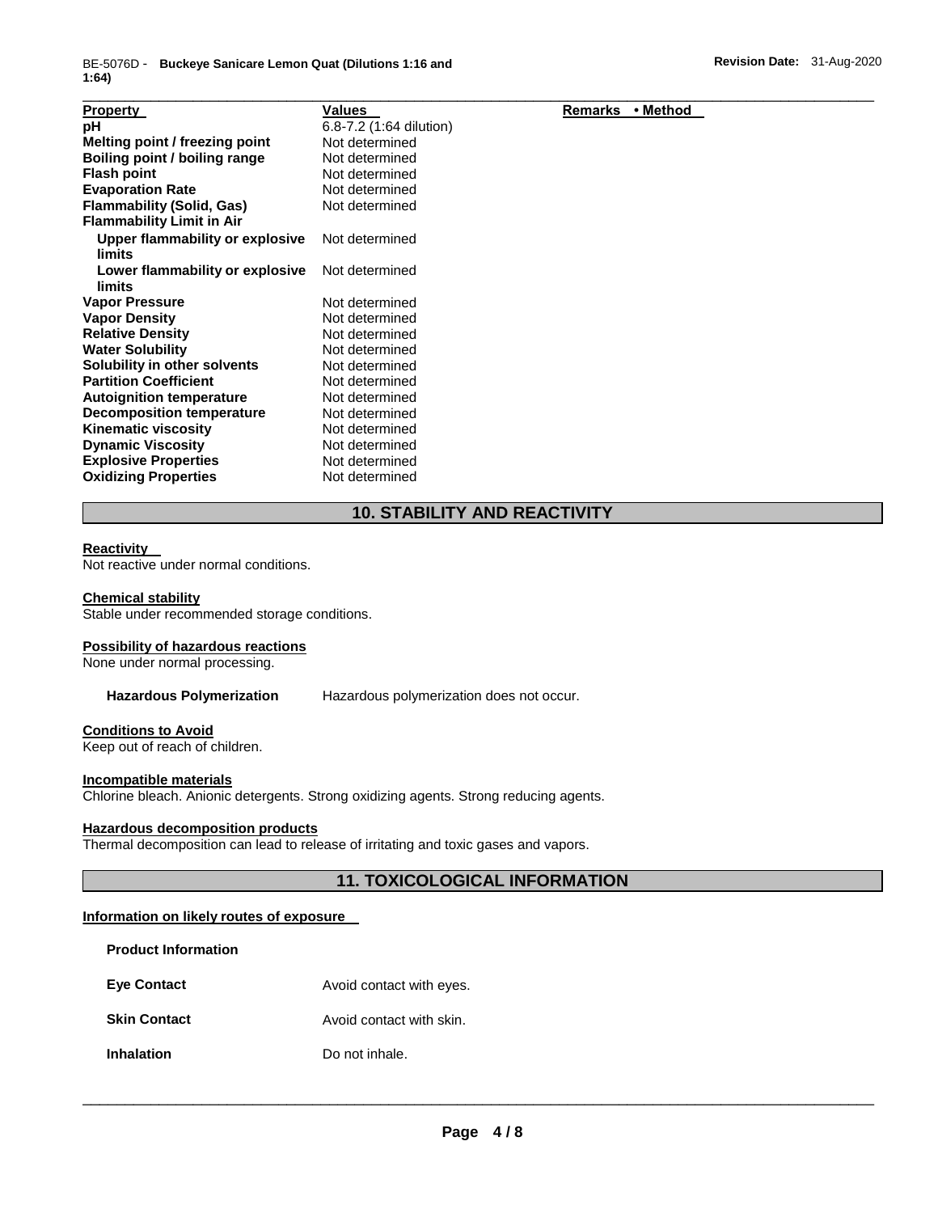| Property | Values | Remarks • Method |
|---|---|---|
| pH | 6.8-7.2 (1:64 dilution) | |
| Melting point / freezing point | Not determined | |
| Boiling point / boiling range | Not determined | |
| Flash point | Not determined | |
| Evaporation Rate | Not determined | |
| Flammability (Solid, Gas) | Not determined | |
| Flammability Limit in Air | | |
| Upper flammability or explosive limits | Not determined | |
| Lower flammability or explosive limits | Not determined | |
| Vapor Pressure | Not determined | |
| Vapor Density | Not determined | |
| Relative Density | Not determined | |
| Water Solubility | Not determined | |
| Solubility in other solvents | Not determined | |
| Partition Coefficient | Not determined | |
| Autoignition temperature | Not determined | |
| Decomposition temperature | Not determined | |
| Kinematic viscosity | Not determined | |
| Dynamic Viscosity | Not determined | |
| Explosive Properties | Not determined | |
| Oxidizing Properties | Not determined | |

## 10. STABILITY AND REACTIVITY

**Reactivity**
Not reactive under normal conditions.

**Chemical stability**
Stable under recommended storage conditions.

**Possibility of hazardous reactions**
None under normal processing.

**Hazardous Polymerization** Hazardous polymerization does not occur.

**Conditions to Avoid**
Keep out of reach of children.

**Incompatible materials**
Chlorine bleach. Anionic detergents. Strong oxidizing agents. Strong reducing agents.

**Hazardous decomposition products**
Thermal decomposition can lead to release of irritating and toxic gases and vapors.

## 11. TOXICOLOGICAL INFORMATION

**Information on likely routes of exposure**

**Product Information**

**Eye Contact** Avoid contact with eyes.

**Skin Contact** Avoid contact with skin.

**Inhalation** Do not inhale.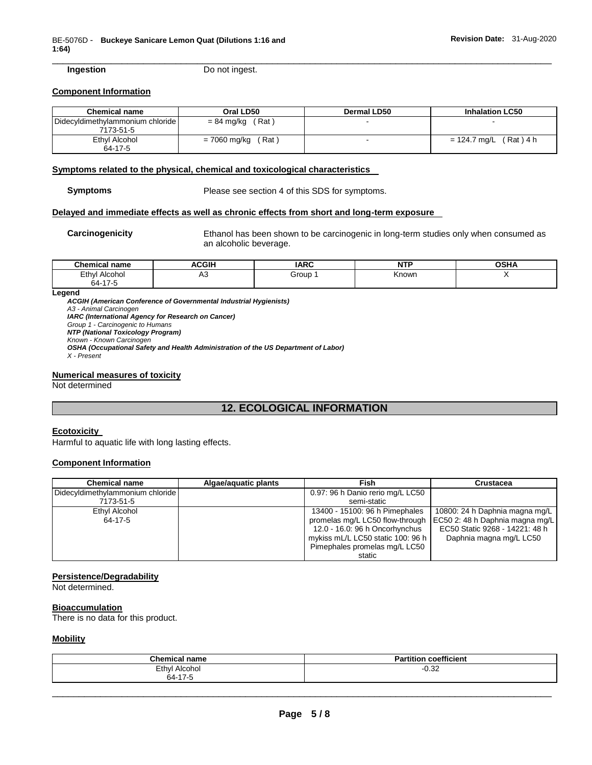**Ingestion** Do not ingest.

### Component Information

| Chemical name | Oral LD50 | Dermal LD50 | Inhalation LC50 |
|---|---|---|---|
| Didecyldimethylammonium chloride 7173-51-5 | = 84 mg/kg ( Rat ) | - | - |
| Ethyl Alcohol 64-17-5 | = 7060 mg/kg ( Rat ) | - | = 124.7 mg/L ( Rat ) 4 h |

### Symptoms related to the physical, chemical and toxicological characteristics

**Symptoms** Please see section 4 of this SDS for symptoms.

### Delayed and immediate effects as well as chronic effects from short and long-term exposure

**Carcinogenicity** Ethanol has been shown to be carcinogenic in long-term studies only when consumed as an alcoholic beverage.

| Chemical name | ACGIH | IARC | NTP | OSHA |
|---|---|---|---|---|
| Ethyl Alcohol 64-17-5 | A3 | Group 1 | Known | X |

**Legend**

***ACGIH (American Conference of Governmental Industrial Hygienists)***
*A3 - Animal Carcinogen*
***IARC (International Agency for Research on Cancer)***
*Group 1 - Carcinogenic to Humans*
***NTP (National Toxicology Program)***
*Known - Known Carcinogen*
***OSHA (Occupational Safety and Health Administration of the US Department of Labor)***
*X - Present*

### Numerical measures of toxicity

Not determined

## 12. ECOLOGICAL INFORMATION

### Ecotoxicity

Harmful to aquatic life with long lasting effects.

### Component Information

| Chemical name | Algae/aquatic plants | Fish | Crustacea |
|---|---|---|---|
| Didecyldimethylammonium chloride 7173-51-5 | | 0.97: 96 h Danio rerio mg/L LC50 semi-static | |
| Ethyl Alcohol 64-17-5 | | 13400 - 15100: 96 h Pimephales promelas mg/L LC50 flow-through 12.0 - 16.0: 96 h Oncorhynchus mykiss mL/L LC50 static 100: 96 h Pimephales promelas mg/L LC50 static | 10800: 24 h Daphnia magna mg/L EC50 2: 48 h Daphnia magna mg/L EC50 Static 9268 - 14221: 48 h Daphnia magna mg/L LC50 |

### Persistence/Degradability

Not determined.

### Bioaccumulation

There is no data for this product.

### Mobility

| Chemical name | Partition coefficient |
|---|---|
| Ethyl Alcohol 64-17-5 | -0.32 |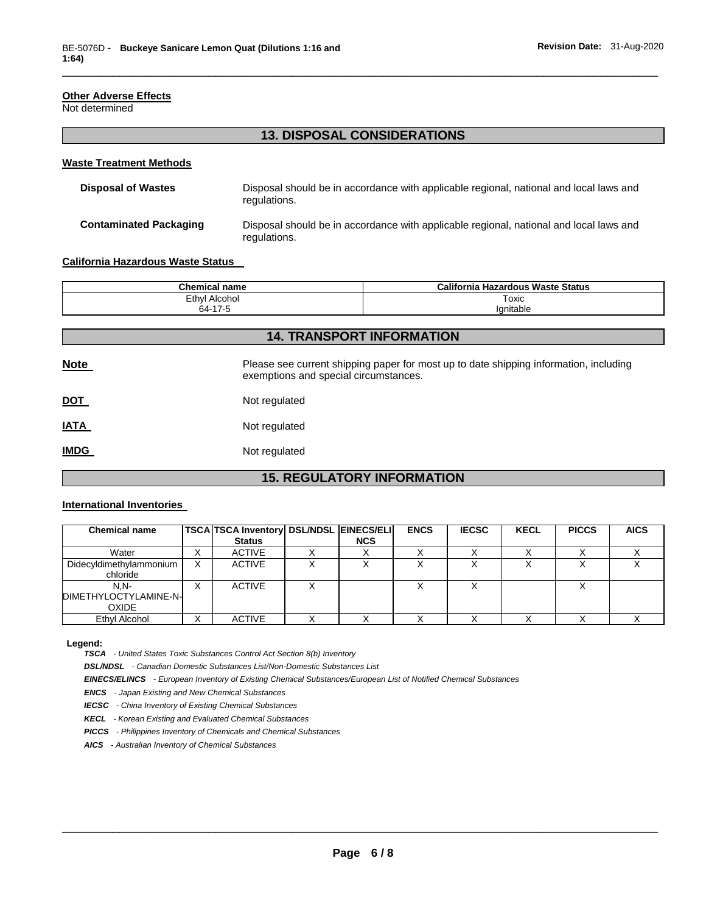**Other Adverse Effects**

Not determined

## 13. DISPOSAL CONSIDERATIONS

### Waste Treatment Methods

**Disposal of Wastes** — Disposal should be in accordance with applicable regional, national and local laws and regulations.

**Contaminated Packaging** — Disposal should be in accordance with applicable regional, national and local laws and regulations.

### California Hazardous Waste Status

| Chemical name | California Hazardous Waste Status |
|---|---|
| Ethyl Alcohol 64-17-5 | Toxic Ignitable |

## 14. TRANSPORT INFORMATION

**Note** — Please see current shipping paper for most up to date shipping information, including exemptions and special circumstances.

**DOT** — Not regulated

**IATA** — Not regulated

**IMDG** — Not regulated

## 15. REGULATORY INFORMATION

### International Inventories

| Chemical name | TSCA | TSCA Inventory Status | DSL/NDSL | EINECS/ELINCS | ENCS | IECSC | KECL | PICCS | AICS |
|---|---|---|---|---|---|---|---|---|---|
| Water | X | ACTIVE | X | X | X | X | X | X | X |
| Didecyldimethylammonium chloride | X | ACTIVE | X | X | X | X | X | X | X |
| N,N-DIMETHYLOCTYLAMINE-N-OXIDE | X | ACTIVE | X | | X | X | | X | |
| Ethyl Alcohol | X | ACTIVE | X | X | X | X | X | X | X |

**Legend:**

***TSCA*** *- United States Toxic Substances Control Act Section 8(b) Inventory*

***DSL/NDSL*** *- Canadian Domestic Substances List/Non-Domestic Substances List*

***EINECS/ELINCS*** *- European Inventory of Existing Chemical Substances/European List of Notified Chemical Substances*

***ENCS*** *- Japan Existing and New Chemical Substances*

***IECSC*** *- China Inventory of Existing Chemical Substances*

***KECL*** *- Korean Existing and Evaluated Chemical Substances*

***PICCS*** *- Philippines Inventory of Chemicals and Chemical Substances*

***AICS*** *- Australian Inventory of Chemical Substances*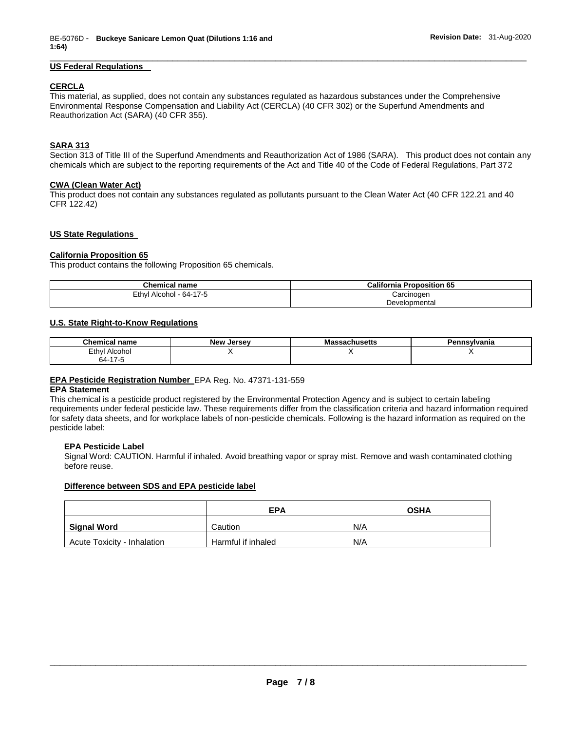## US Federal Regulations

### CERCLA

This material, as supplied, does not contain any substances regulated as hazardous substances under the Comprehensive Environmental Response Compensation and Liability Act (CERCLA) (40 CFR 302) or the Superfund Amendments and Reauthorization Act (SARA) (40 CFR 355).

### SARA 313

Section 313 of Title III of the Superfund Amendments and Reauthorization Act of 1986 (SARA). This product does not contain any chemicals which are subject to the reporting requirements of the Act and Title 40 of the Code of Federal Regulations, Part 372

### CWA (Clean Water Act)

This product does not contain any substances regulated as pollutants pursuant to the Clean Water Act (40 CFR 122.21 and 40 CFR 122.42)

## US State Regulations

### California Proposition 65

This product contains the following Proposition 65 chemicals.

| Chemical name | California Proposition 65 |
|---|---|
| Ethyl Alcohol - 64-17-5 | Carcinogen<br>Developmental |

### U.S. State Right-to-Know Regulations

| Chemical name | New Jersey | Massachusetts | Pennsylvania |
|---|---|---|---|
| Ethyl Alcohol<br>64-17-5 | X | X | X |

**EPA Pesticide Registration Number** EPA Reg. No. 47371-131-559

**EPA Statement**

This chemical is a pesticide product registered by the Environmental Protection Agency and is subject to certain labeling requirements under federal pesticide law. These requirements differ from the classification criteria and hazard information required for safety data sheets, and for workplace labels of non-pesticide chemicals. Following is the hazard information as required on the pesticide label:

**EPA Pesticide Label**

Signal Word: CAUTION. Harmful if inhaled. Avoid breathing vapor or spray mist. Remove and wash contaminated clothing before reuse.

**Difference between SDS and EPA pesticide label**

| | EPA | OSHA |
|---|---|---|
| **Signal Word** | Caution | N/A |
| Acute Toxicity - Inhalation | Harmful if inhaled | N/A |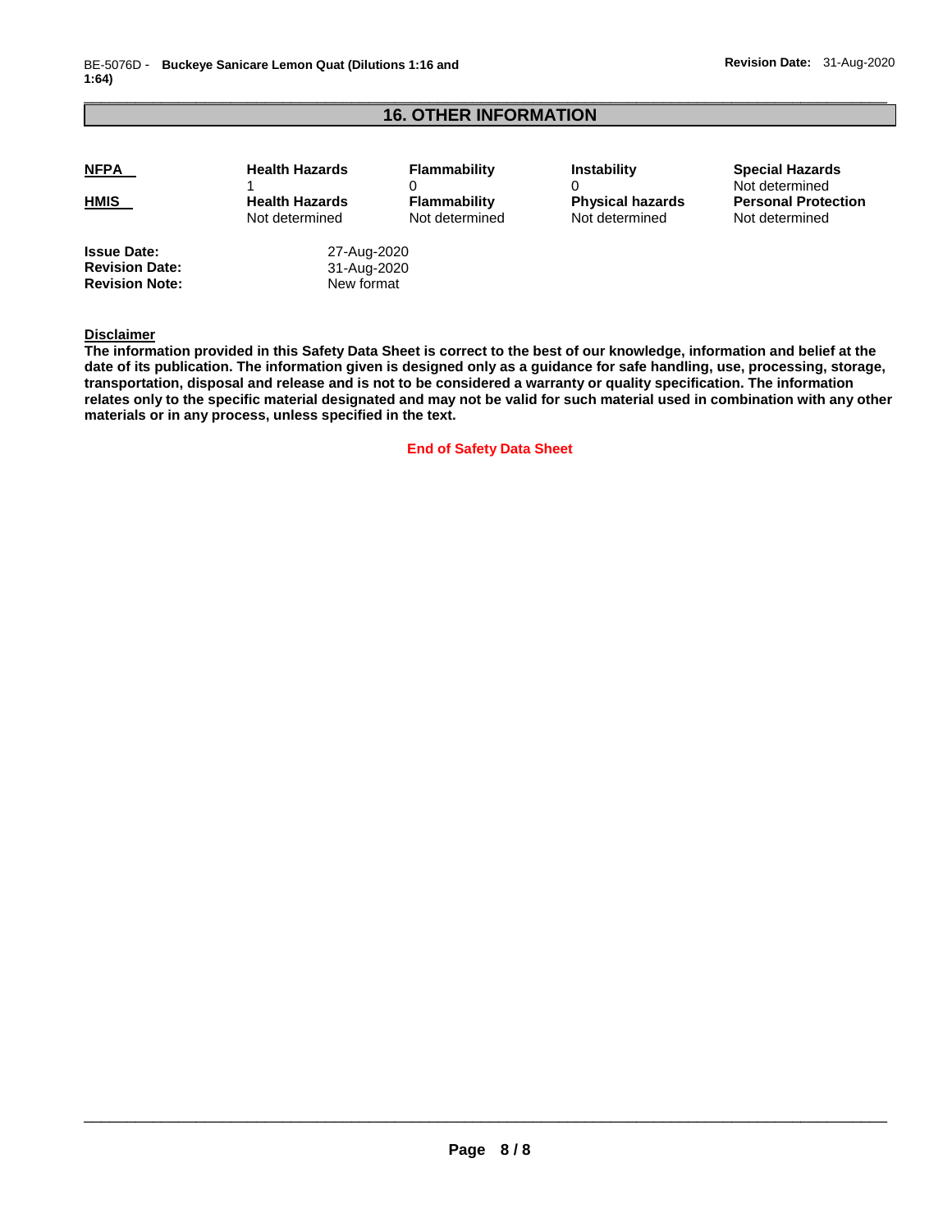## 16. OTHER INFORMATION

| | | | | |
|---|---|---|---|---|
| **NFPA** | **Health Hazards** 1 | **Flammability** 0 | **Instability** 0 | **Special Hazards** Not determined |
| **HMIS** | **Health Hazards** Not determined | **Flammability** Not determined | **Physical hazards** Not determined | **Personal Protection** Not determined |

**Issue Date:** 27-Aug-2020
**Revision Date:** 31-Aug-2020
**Revision Note:** New format

**Disclaimer**

**The information provided in this Safety Data Sheet is correct to the best of our knowledge, information and belief at the date of its publication. The information given is designed only as a guidance for safe handling, use, processing, storage, transportation, disposal and release and is not to be considered a warranty or quality specification. The information relates only to the specific material designated and may not be valid for such material used in combination with any other materials or in any process, unless specified in the text.**

**End of Safety Data Sheet**